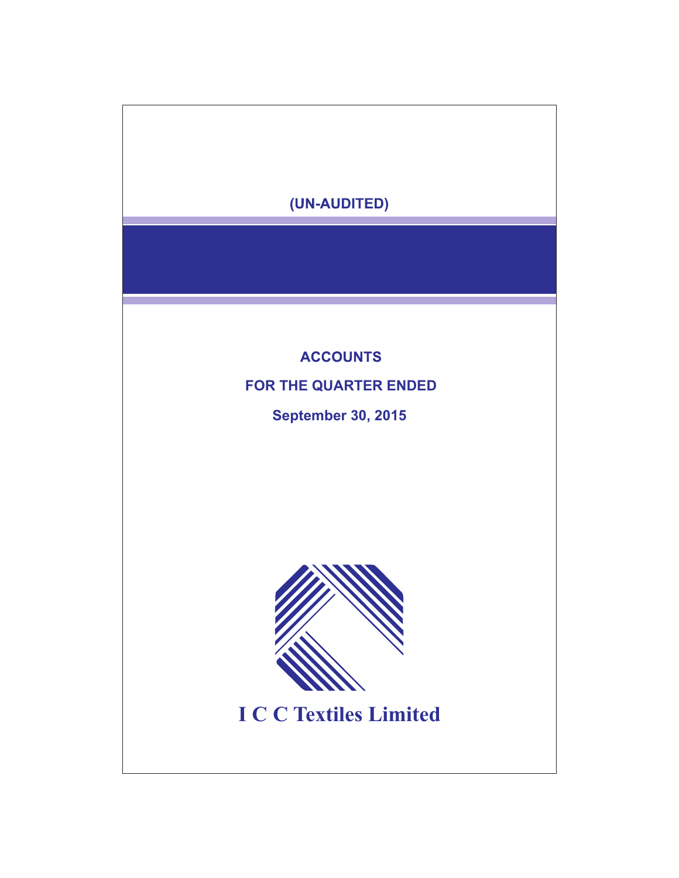(UN-AUDITED)

# ACCOUNTS

## FOR THE QUARTER ENDED

## September 30, 2015

# I C C Textiles Limited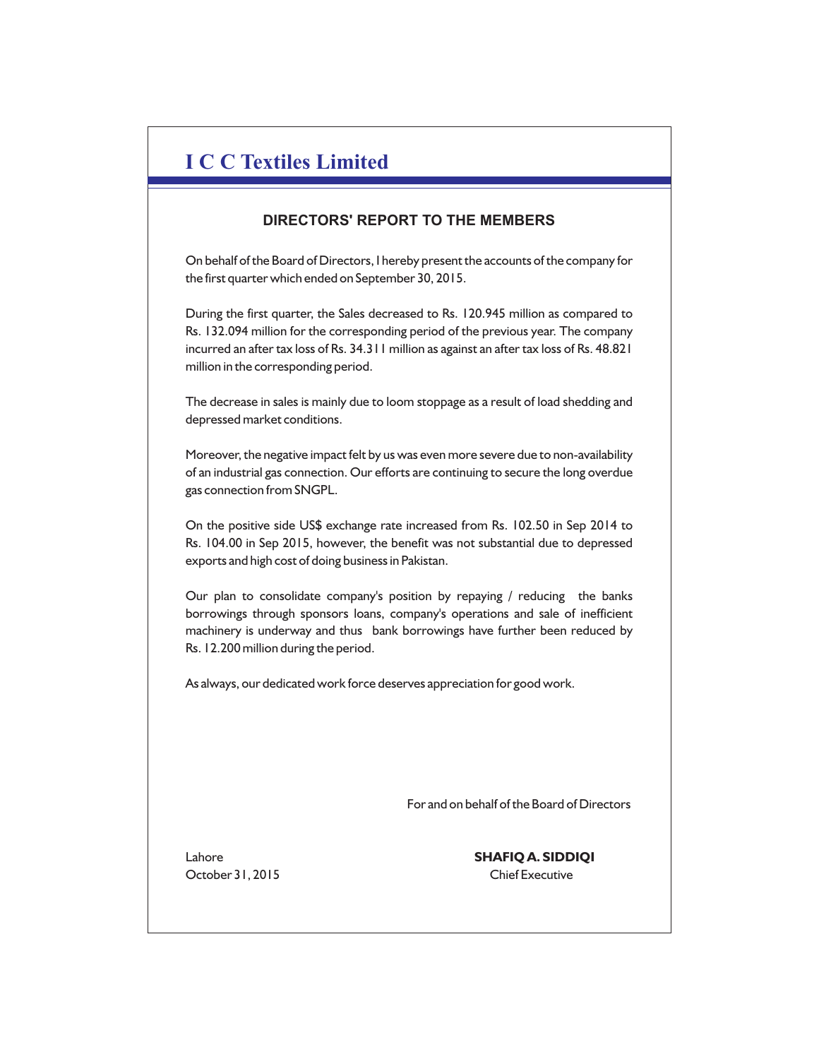# I C C Textiles Limited

## DIRECTORS' REPORT TO THE MEMBERS

On behalf of the Board of Directors, I hereby present the accounts of the company for the first quarter which ended on September 30, 2015.

During the first quarter, the Sales decreased to Rs. 120.945 million as compared to Rs. 132.094 million for the corresponding period of the previous year. The company incurred an after tax loss of Rs. 34.311 million as against an after tax loss of Rs. 48.821 million in the corresponding period.

The decrease in sales is mainly due to loom stoppage as a result of load shedding and depressed market conditions.

Moreover, the negative impact felt by us was even more severe due to non-availability of an industrial gas connection. Our efforts are continuing to secure the long overdue gas connection from SNGPL.

On the positive side US$ exchange rate increased from Rs. 102.50 in Sep 2014 to Rs. 104.00 in Sep 2015, however, the benefit was not substantial due to depressed exports and high cost of doing business in Pakistan.

Our plan to consolidate company's position by repaying / reducing the banks borrowings through sponsors loans, company's operations and sale of inefficient machinery is underway and thus bank borrowings have further been reduced by Rs. 12.200 million during the period.

As always, our dedicated work force deserves appreciation for good work.

For and on behalf of the Board of Directors

Lahore
October 31, 2015

**SHAFIQ A. SIDDIQI**
Chief Executive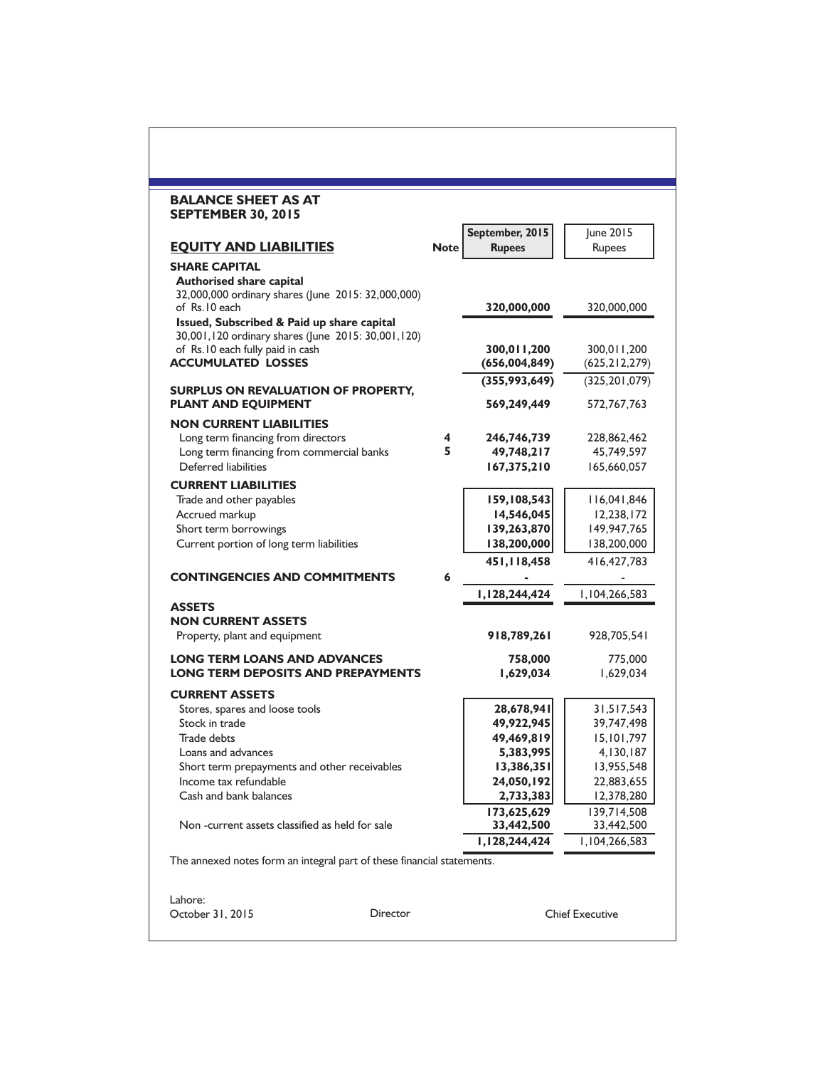## BALANCE SHEET AS AT SEPTEMBER 30, 2015

| EQUITY AND LIABILITIES | Note | September, 2015 Rupees | June 2015 Rupees |
|---|---|---|---|
| **SHARE CAPITAL** | | | |
| **Authorised share capital** | | | |
| 32,000,000 ordinary shares (June 2015: 32,000,000) of Rs.10 each | | **320,000,000** | 320,000,000 |
| **Issued, Subscribed & Paid up share capital** | | | |
| 30,001,120 ordinary shares (June 2015: 30,001,120) of Rs.10 each fully paid in cash | | **300,011,200** | 300,011,200 |
| **ACCUMULATED LOSSES** | | **(656,004,849)** | (625,212,279) |
| | | **(355,993,649)** | (325,201,079) |
| **SURPLUS ON REVALUATION OF PROPERTY, PLANT AND EQUIPMENT** | | **569,249,449** | 572,767,763 |
| **NON CURRENT LIABILITIES** | | | |
| Long term financing from directors | 4 | **246,746,739** | 228,862,462 |
| Long term financing from commercial banks | 5 | **49,748,217** | 45,749,597 |
| Deferred liabilities | | **167,375,210** | 165,660,057 |
| **CURRENT LIABILITIES** | | | |
| Trade and other payables | | **159,108,543** | 116,041,846 |
| Accrued markup | | **14,546,045** | 12,238,172 |
| Short term borrowings | | **139,263,870** | 149,947,765 |
| Current portion of long term liabilities | | **138,200,000** | 138,200,000 |
| | | **451,118,458** | 416,427,783 |
| **CONTINGENCIES AND COMMITMENTS** | 6 | **-** | - |
| | | **1,128,244,424** | 1,104,266,583 |
| **ASSETS** | | | |
| **NON CURRENT ASSETS** | | | |
| Property, plant and equipment | | **918,789,261** | 928,705,541 |
| **LONG TERM LOANS AND ADVANCES** | | **758,000** | 775,000 |
| **LONG TERM DEPOSITS AND PREPAYMENTS** | | **1,629,034** | 1,629,034 |
| **CURRENT ASSETS** | | | |
| Stores, spares and loose tools | | **28,678,941** | 31,517,543 |
| Stock in trade | | **49,922,945** | 39,747,498 |
| Trade debts | | **49,469,819** | 15,101,797 |
| Loans and advances | | **5,383,995** | 4,130,187 |
| Short term prepayments and other receivables | | **13,386,351** | 13,955,548 |
| Income tax refundable | | **24,050,192** | 22,883,655 |
| Cash and bank balances | | **2,733,383** | 12,378,280 |
| | | **173,625,629** | 139,714,508 |
| Non -current assets classified as held for sale | | **33,442,500** | 33,442,500 |
| | | **1,128,244,424** | 1,104,266,583 |

The annexed notes form an integral part of these financial statements.

Lahore:
October 31, 2015

Director

Chief Executive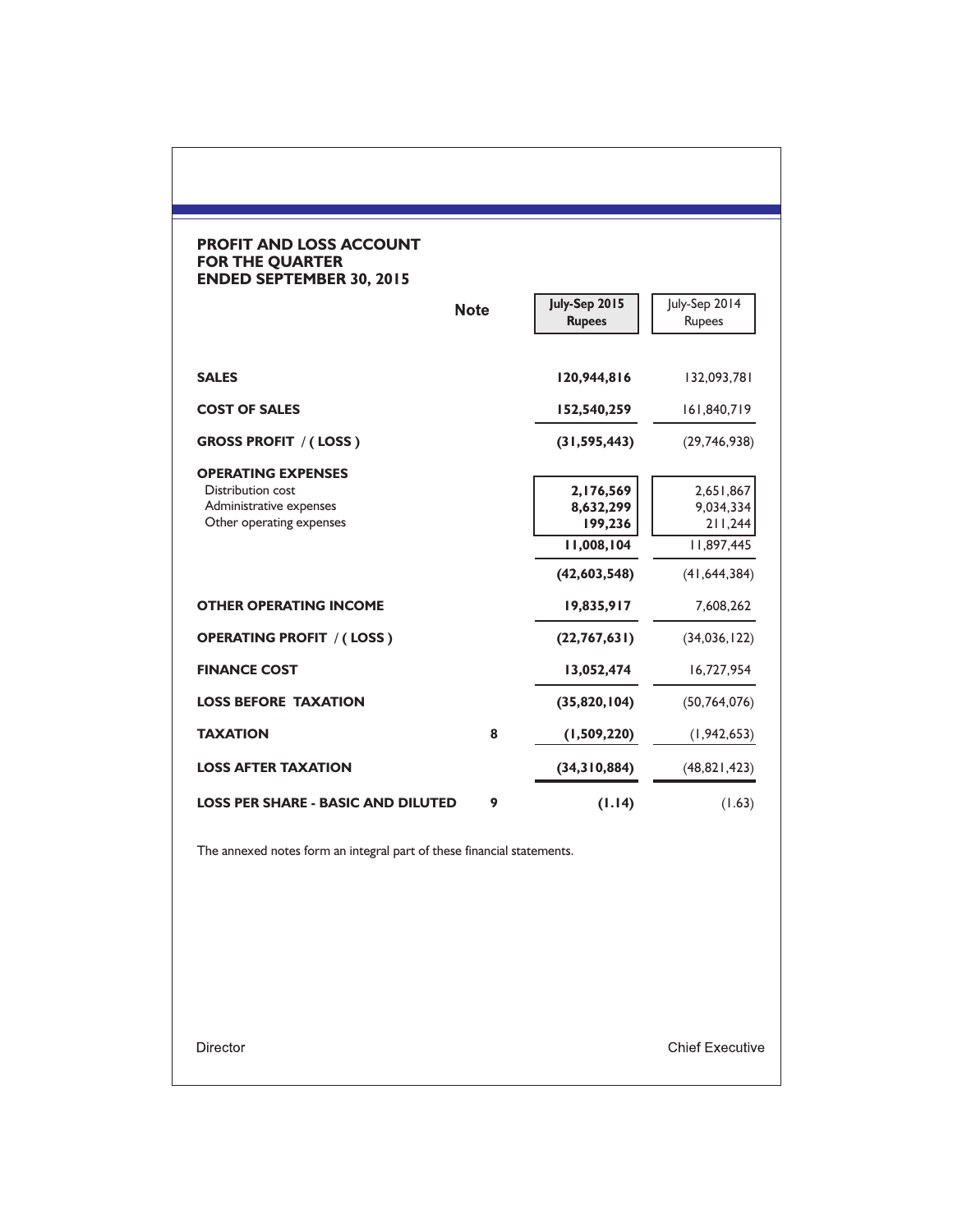## PROFIT AND LOSS ACCOUNT FOR THE QUARTER ENDED SEPTEMBER 30, 2015

| | Note | July-Sep 2015 Rupees | July-Sep 2014 Rupees |
|---|---|---|---|
| **SALES** | | **120,944,816** | 132,093,781 |
| **COST OF SALES** | | **152,540,259** | 161,840,719 |
| **GROSS PROFIT / ( LOSS )** | | **(31,595,443)** | (29,746,938) |
| **OPERATING EXPENSES** | | | |
| Distribution cost | | **2,176,569** | 2,651,867 |
| Administrative expenses | | **8,632,299** | 9,034,334 |
| Other operating expenses | | **199,236** | 211,244 |
| | | **11,008,104** | 11,897,445 |
| | | **(42,603,548)** | (41,644,384) |
| **OTHER OPERATING INCOME** | | **19,835,917** | 7,608,262 |
| **OPERATING PROFIT / ( LOSS )** | | **(22,767,631)** | (34,036,122) |
| **FINANCE COST** | | **13,052,474** | 16,727,954 |
| **LOSS BEFORE TAXATION** | | **(35,820,104)** | (50,764,076) |
| **TAXATION** | 8 | **(1,509,220)** | (1,942,653) |
| **LOSS AFTER TAXATION** | | **(34,310,884)** | (48,821,423) |
| **LOSS PER SHARE - BASIC AND DILUTED** | 9 | **(1.14)** | (1.63) |

The annexed notes form an integral part of these financial statements.

Director

Chief Executive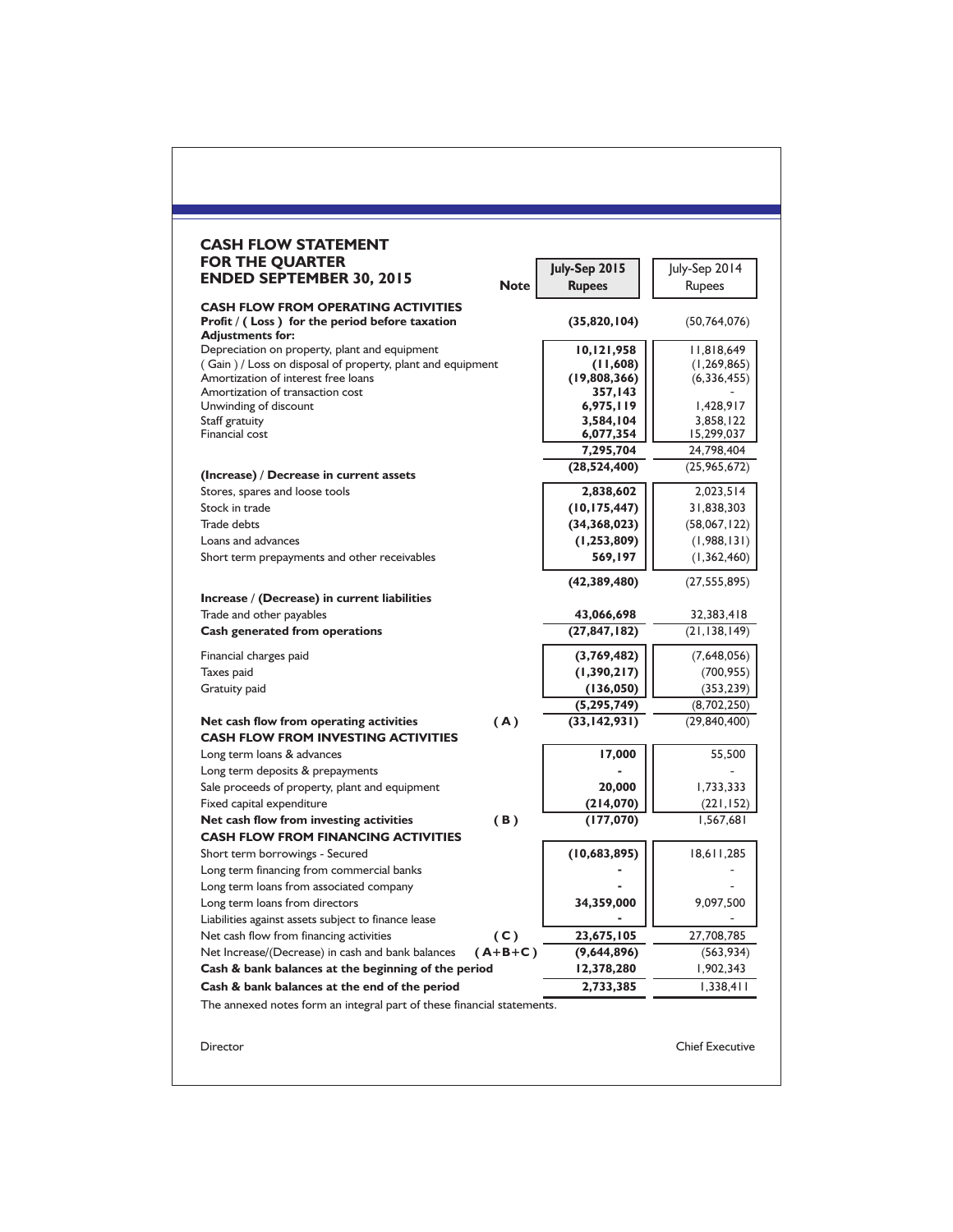## CASH FLOW STATEMENT FOR THE QUARTER ENDED SEPTEMBER 30, 2015

| | Note | July-Sep 2015 Rupees | July-Sep 2014 Rupees |
|---|---|---|---|
| **CASH FLOW FROM OPERATING ACTIVITIES** | | | |
| **Profit / ( Loss ) for the period before taxation** | | **(35,820,104)** | (50,764,076) |
| **Adjustments for:** | | | |
| Depreciation on property, plant and equipment | | **10,121,958** | 11,818,649 |
| ( Gain ) / Loss on disposal of property, plant and equipment | | **(11,608)** | (1,269,865) |
| Amortization of interest free loans | | **(19,808,366)** | (6,336,455) |
| Amortization of transaction cost | | **357,143** | - |
| Unwinding of discount | | **6,975,119** | 1,428,917 |
| Staff gratuity | | **3,584,104** | 3,858,122 |
| Financial cost | | **6,077,354** | 15,299,037 |
| | | **7,295,704** | 24,798,404 |
| | | **(28,524,400)** | (25,965,672) |
| **(Increase) / Decrease in current assets** | | | |
| Stores, spares and loose tools | | **2,838,602** | 2,023,514 |
| Stock in trade | | **(10,175,447)** | 31,838,303 |
| Trade debts | | **(34,368,023)** | (58,067,122) |
| Loans and advances | | **(1,253,809)** | (1,988,131) |
| Short term prepayments and other receivables | | **569,197** | (1,362,460) |
| | | **(42,389,480)** | (27,555,895) |
| **Increase / (Decrease) in current liabilities** | | | |
| Trade and other payables | | **43,066,698** | 32,383,418 |
| **Cash generated from operations** | | **(27,847,182)** | (21,138,149) |
| Financial charges paid | | **(3,769,482)** | (7,648,056) |
| Taxes paid | | **(1,390,217)** | (700,955) |
| Gratuity paid | | **(136,050)** | (353,239) |
| | | **(5,295,749)** | (8,702,250) |
| **Net cash flow from operating activities** | **( A )** | **(33,142,931)** | (29,840,400) |
| **CASH FLOW FROM INVESTING ACTIVITIES** | | | |
| Long term loans & advances | | **17,000** | 55,500 |
| Long term deposits & prepayments | | **-** | - |
| Sale proceeds of property, plant and equipment | | **20,000** | 1,733,333 |
| Fixed capital expenditure | | **(214,070)** | (221,152) |
| **Net cash flow from investing activities** | **( B )** | **(177,070)** | 1,567,681 |
| **CASH FLOW FROM FINANCING ACTIVITIES** | | | |
| Short term borrowings - Secured | | **(10,683,895)** | 18,611,285 |
| Long term financing from commercial banks | | **-** | - |
| Long term loans from associated company | | **-** | - |
| Long term loans from directors | | **34,359,000** | 9,097,500 |
| Liabilities against assets subject to finance lease | | **-** | - |
| Net cash flow from financing activities | **( C )** | **23,675,105** | 27,708,785 |
| Net Increase/(Decrease) in cash and bank balances | **( A+B+C )** | **(9,644,896)** | (563,934) |
| **Cash & bank balances at the beginning of the period** | | **12,378,280** | 1,902,343 |
| **Cash & bank balances at the end of the period** | | **2,733,385** | 1,338,411 |

The annexed notes form an integral part of these financial statements.

Director　　　　　　　　　　　　　　　　　　　　Chief Executive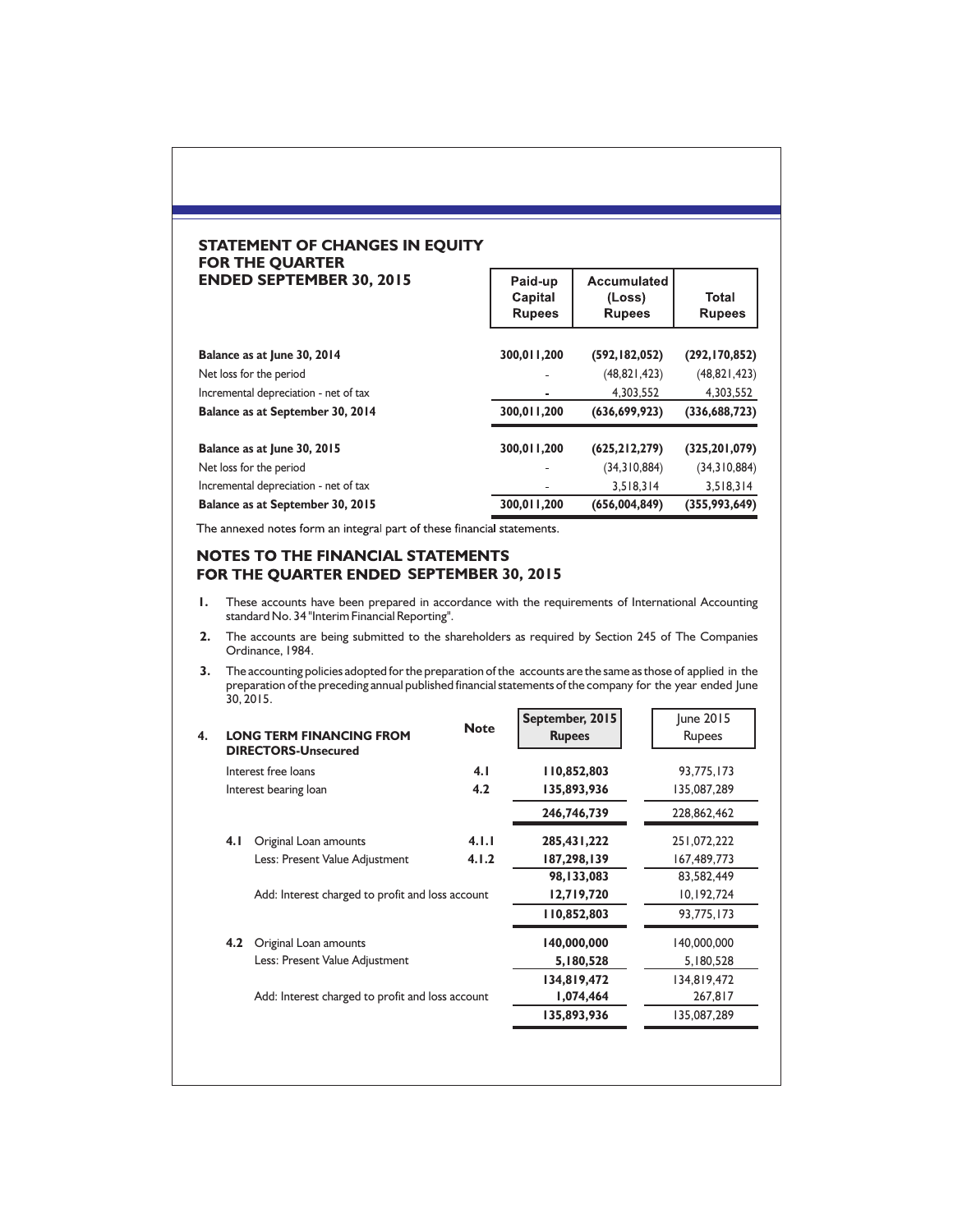## STATEMENT OF CHANGES IN EQUITY FOR THE QUARTER ENDED SEPTEMBER 30, 2015

| | Paid-up Capital Rupees | Accumulated (Loss) Rupees | Total Rupees |
|---|---|---|---|
| **Balance as at June 30, 2014** | **300,011,200** | **(592,182,052)** | **(292,170,852)** |
| Net loss for the period | - | (48,821,423) | (48,821,423) |
| Incremental depreciation - net of tax | - | 4,303,552 | 4,303,552 |
| **Balance as at September 30, 2014** | **300,011,200** | **(636,699,923)** | **(336,688,723)** |
| **Balance as at June 30, 2015** | **300,011,200** | **(625,212,279)** | **(325,201,079)** |
| Net loss for the period | - | (34,310,884) | (34,310,884) |
| Incremental depreciation - net of tax | - | 3,518,314 | 3,518,314 |
| **Balance as at September 30, 2015** | **300,011,200** | **(656,004,849)** | **(355,993,649)** |

The annexed notes form an integral part of these financial statements.

## NOTES TO THE FINANCIAL STATEMENTS FOR THE QUARTER ENDED SEPTEMBER 30, 2015

1. These accounts have been prepared in accordance with the requirements of International Accounting standard No. 34 "Interim Financial Reporting".
2. The accounts are being submitted to the shareholders as required by Section 245 of The Companies Ordinance, 1984.
3. The accounting policies adopted for the preparation of the accounts are the same as those of applied in the preparation of the preceding annual published financial statements of the company for the year ended June 30, 2015.

| 4. **LONG TERM FINANCING FROM DIRECTORS-Unsecured** | **Note** | **September, 2015 Rupees** | June 2015 Rupees |
|---|---|---|---|
| Interest free loans | **4.1** | **110,852,803** | 93,775,173 |
| Interest bearing loan | **4.2** | **135,893,936** | 135,087,289 |
| | | **246,746,739** | 228,862,462 |
| **4.1** Original Loan amounts | **4.1.1** | **285,431,222** | 251,072,222 |
| Less: Present Value Adjustment | **4.1.2** | **187,298,139** | 167,489,773 |
| | | **98,133,083** | 83,582,449 |
| Add: Interest charged to profit and loss account | | **12,719,720** | 10,192,724 |
| | | **110,852,803** | 93,775,173 |
| **4.2** Original Loan amounts | | **140,000,000** | 140,000,000 |
| Less: Present Value Adjustment | | **5,180,528** | 5,180,528 |
| | | **134,819,472** | 134,819,472 |
| Add: Interest charged to profit and loss account | | **1,074,464** | 267,817 |
| | | **135,893,936** | 135,087,289 |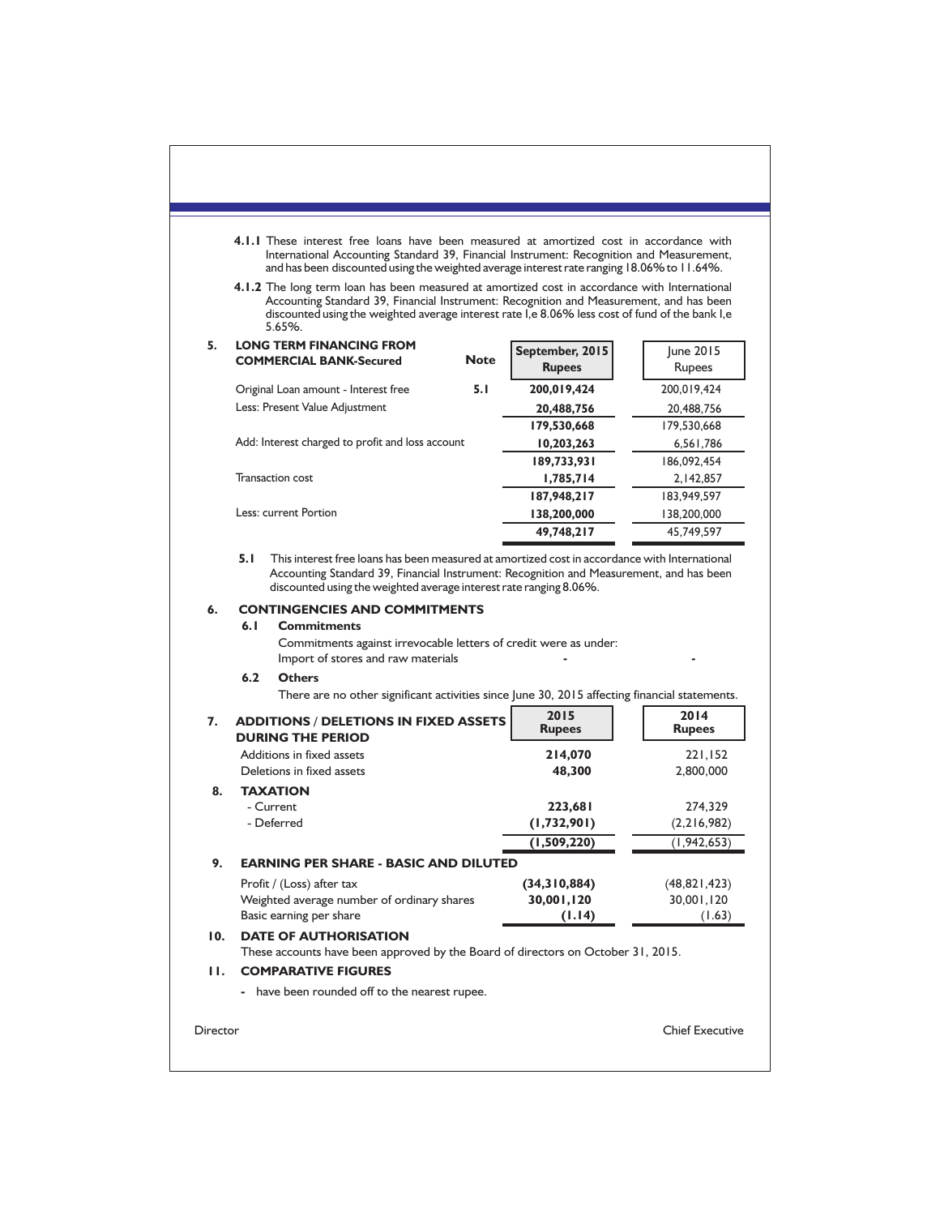**4.1.1** These interest free loans have been measured at amortized cost in accordance with International Accounting Standard 39, Financial Instrument: Recognition and Measurement, and has been discounted using the weighted average interest rate ranging 18.06% to 11.64%.

**4.1.2** The long term loan has been measured at amortized cost in accordance with International Accounting Standard 39, Financial Instrument: Recognition and Measurement, and has been discounted using the weighted average interest rate I,e 8.06% less cost of fund of the bank I,e 5.65%.

## 5. LONG TERM FINANCING FROM COMMERCIAL BANK-Secured

| | Note | September, 2015 Rupees | June 2015 Rupees |
|---|---|---|---|
| Original Loan amount - Interest free | 5.1 | **200,019,424** | 200,019,424 |
| Less: Present Value Adjustment | | **20,488,756** | 20,488,756 |
| | | **179,530,668** | 179,530,668 |
| Add: Interest charged to profit and loss account | | **10,203,263** | 6,561,786 |
| | | **189,733,931** | 186,092,454 |
| Transaction cost | | **1,785,714** | 2,142,857 |
| | | **187,948,217** | 183,949,597 |
| Less: current Portion | | **138,200,000** | 138,200,000 |
| | | **49,748,217** | 45,749,597 |

**5.1** This interest free loans has been measured at amortized cost in accordance with International Accounting Standard 39, Financial Instrument: Recognition and Measurement, and has been discounted using the weighted average interest rate ranging 8.06%.

## 6. CONTINGENCIES AND COMMITMENTS

### 6.1 Commitments

Commitments against irrevocable letters of credit were as under:

| | | |
|---|---|---|
| Import of stores and raw materials | - | - |

### 6.2 Others

There are no other significant activities since June 30, 2015 affecting financial statements.

## 7. ADDITIONS / DELETIONS IN FIXED ASSETS DURING THE PERIOD

| | 2015 Rupees | 2014 Rupees |
|---|---|---|
| Additions in fixed assets | **214,070** | 221,152 |
| Deletions in fixed assets | **48,300** | 2,800,000 |

## 8. TAXATION

| | | |
|---|---|---|
| - Current | **223,681** | 274,329 |
| - Deferred | **(1,732,901)** | (2,216,982) |
| | **(1,509,220)** | (1,942,653) |

## 9. EARNING PER SHARE - BASIC AND DILUTED

| | | |
|---|---|---|
| Profit / (Loss) after tax | **(34,310,884)** | (48,821,423) |
| Weighted average number of ordinary shares | **30,001,120** | 30,001,120 |
| Basic earning per share | **(1.14)** | (1.63) |

## 10. DATE OF AUTHORISATION

These accounts have been approved by the Board of directors on October 31, 2015.

## 11. COMPARATIVE FIGURES

- have been rounded off to the nearest rupee.

Director　　　　　　　　　　　　　　　　　　　　Chief Executive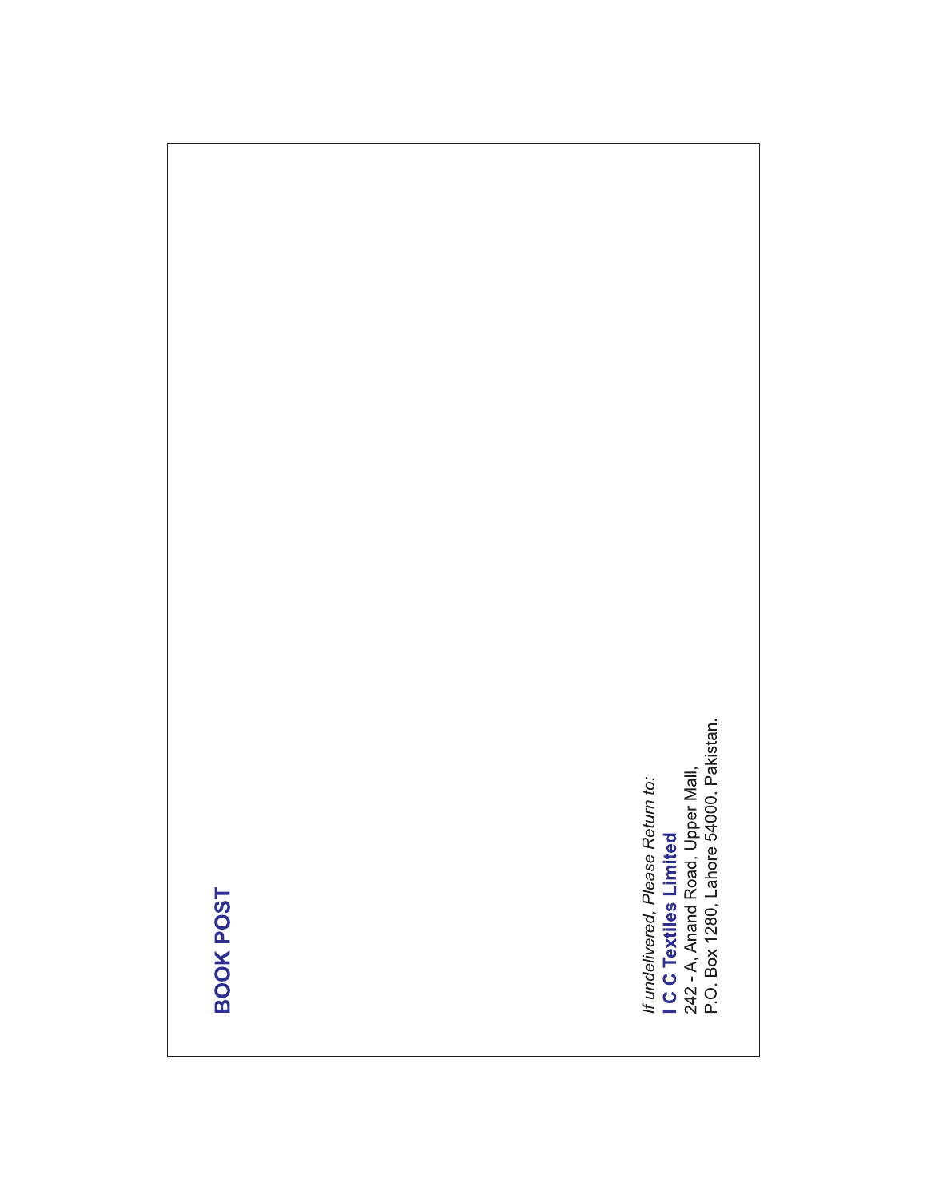**BOOK POST**

*If undelivered, Please Return to:*

**I C C Textiles Limited**

242 - A, Anand Road, Upper Mall,

P.O. Box 1280, Lahore 54000. Pakistan.